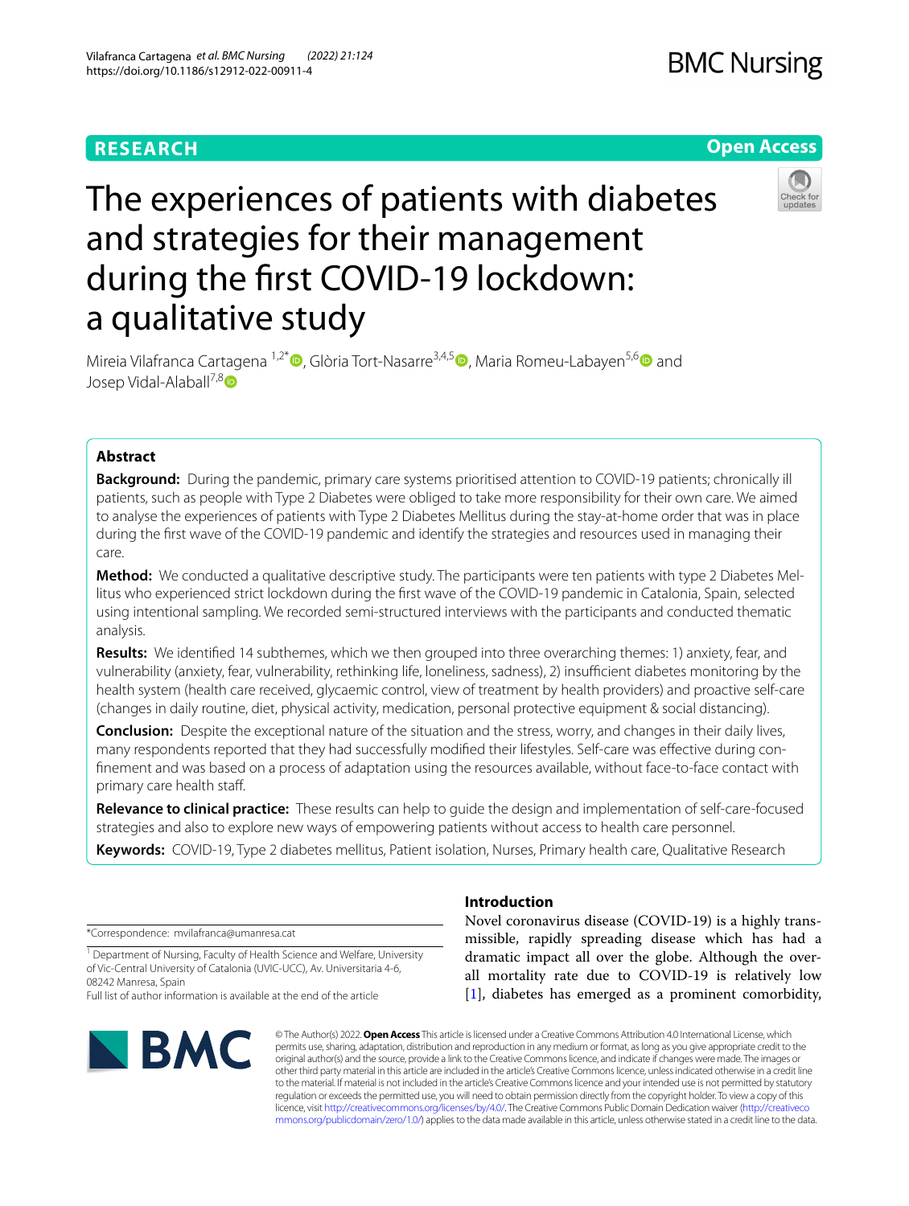RESEARCH

Open Access

# The experiences of patients with diabetes and strategies for their management during the first COVID-19 lockdown: a qualitative study

Mireia Vilafranca Cartagena [1,2*], Glòria Tort-Nasarre [3,4,5], Maria Romeu-Labayen [5,6] and Josep Vidal-Alaball [7,8]

## Abstract

**Background:** During the pandemic, primary care systems prioritised attention to COVID-19 patients; chronically ill patients, such as people with Type 2 Diabetes were obliged to take more responsibility for their own care. We aimed to analyse the experiences of patients with Type 2 Diabetes Mellitus during the stay-at-home order that was in place during the first wave of the COVID-19 pandemic and identify the strategies and resources used in managing their care.

**Method:** We conducted a qualitative descriptive study. The participants were ten patients with type 2 Diabetes Mellitus who experienced strict lockdown during the first wave of the COVID-19 pandemic in Catalonia, Spain, selected using intentional sampling. We recorded semi-structured interviews with the participants and conducted thematic analysis.

**Results:** We identified 14 subthemes, which we then grouped into three overarching themes: 1) anxiety, fear, and vulnerability (anxiety, fear, vulnerability, rethinking life, loneliness, sadness), 2) insufficient diabetes monitoring by the health system (health care received, glycaemic control, view of treatment by health providers) and proactive self-care (changes in daily routine, diet, physical activity, medication, personal protective equipment & social distancing).

**Conclusion:** Despite the exceptional nature of the situation and the stress, worry, and changes in their daily lives, many respondents reported that they had successfully modified their lifestyles. Self-care was effective during confinement and was based on a process of adaptation using the resources available, without face-to-face contact with primary care health staff.

**Relevance to clinical practice:** These results can help to guide the design and implementation of self-care-focused strategies and also to explore new ways of empowering patients without access to health care personnel.

**Keywords:** COVID-19, Type 2 diabetes mellitus, Patient isolation, Nurses, Primary health care, Qualitative Research

*Correspondence: mvilafranca@umanresa.cat

[1] Department of Nursing, Faculty of Health Science and Welfare, University of Vic-Central University of Catalonia (UVIC-UCC), Av. Universitaria 4-6, 08242 Manresa, Spain

Full list of author information is available at the end of the article

## Introduction

Novel coronavirus disease (COVID-19) is a highly transmissible, rapidly spreading disease which has had a dramatic impact all over the globe. Although the overall mortality rate due to COVID-19 is relatively low [1], diabetes has emerged as a prominent comorbidity,

© The Author(s) 2022. **Open Access** This article is licensed under a Creative Commons Attribution 4.0 International License, which permits use, sharing, adaptation, distribution and reproduction in any medium or format, as long as you give appropriate credit to the original author(s) and the source, provide a link to the Creative Commons licence, and indicate if changes were made. The images or other third party material in this article are included in the article's Creative Commons licence, unless indicated otherwise in a credit line to the material. If material is not included in the article's Creative Commons licence and your intended use is not permitted by statutory regulation or exceeds the permitted use, you will need to obtain permission directly from the copyright holder. To view a copy of this licence, visit http://creativecommons.org/licenses/by/4.0/. The Creative Commons Public Domain Dedication waiver (http://creativecommons.org/publicdomain/zero/1.0/) applies to the data made available in this article, unless otherwise stated in a credit line to the data.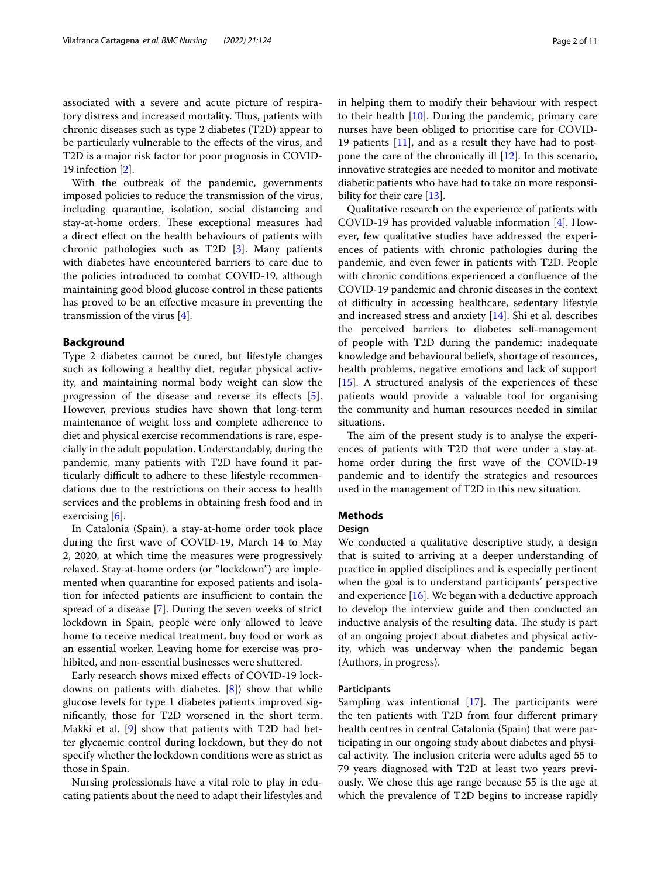associated with a severe and acute picture of respiratory distress and increased mortality. Thus, patients with chronic diseases such as type 2 diabetes (T2D) appear to be particularly vulnerable to the effects of the virus, and T2D is a major risk factor for poor prognosis in COVID-19 infection [2].

With the outbreak of the pandemic, governments imposed policies to reduce the transmission of the virus, including quarantine, isolation, social distancing and stay-at-home orders. These exceptional measures had a direct effect on the health behaviours of patients with chronic pathologies such as T2D [3]. Many patients with diabetes have encountered barriers to care due to the policies introduced to combat COVID-19, although maintaining good blood glucose control in these patients has proved to be an effective measure in preventing the transmission of the virus [4].

## Background

Type 2 diabetes cannot be cured, but lifestyle changes such as following a healthy diet, regular physical activity, and maintaining normal body weight can slow the progression of the disease and reverse its effects [5]. However, previous studies have shown that long-term maintenance of weight loss and complete adherence to diet and physical exercise recommendations is rare, especially in the adult population. Understandably, during the pandemic, many patients with T2D have found it particularly difficult to adhere to these lifestyle recommendations due to the restrictions on their access to health services and the problems in obtaining fresh food and in exercising [6].

In Catalonia (Spain), a stay-at-home order took place during the first wave of COVID-19, March 14 to May 2, 2020, at which time the measures were progressively relaxed. Stay-at-home orders (or "lockdown") are implemented when quarantine for exposed patients and isolation for infected patients are insufficient to contain the spread of a disease [7]. During the seven weeks of strict lockdown in Spain, people were only allowed to leave home to receive medical treatment, buy food or work as an essential worker. Leaving home for exercise was prohibited, and non-essential businesses were shuttered.

Early research shows mixed effects of COVID-19 lockdowns on patients with diabetes. [8]) show that while glucose levels for type 1 diabetes patients improved significantly, those for T2D worsened in the short term. Makki et al. [9] show that patients with T2D had better glycaemic control during lockdown, but they do not specify whether the lockdown conditions were as strict as those in Spain.

Nursing professionals have a vital role to play in educating patients about the need to adapt their lifestyles and in helping them to modify their behaviour with respect to their health [10]. During the pandemic, primary care nurses have been obliged to prioritise care for COVID-19 patients [11], and as a result they have had to postpone the care of the chronically ill [12]. In this scenario, innovative strategies are needed to monitor and motivate diabetic patients who have had to take on more responsibility for their care [13].

Qualitative research on the experience of patients with COVID-19 has provided valuable information [4]. However, few qualitative studies have addressed the experiences of patients with chronic pathologies during the pandemic, and even fewer in patients with T2D. People with chronic conditions experienced a confluence of the COVID-19 pandemic and chronic diseases in the context of difficulty in accessing healthcare, sedentary lifestyle and increased stress and anxiety [14]. Shi et al. describes the perceived barriers to diabetes self-management of people with T2D during the pandemic: inadequate knowledge and behavioural beliefs, shortage of resources, health problems, negative emotions and lack of support [15]. A structured analysis of the experiences of these patients would provide a valuable tool for organising the community and human resources needed in similar situations.

The aim of the present study is to analyse the experiences of patients with T2D that were under a stay-at-home order during the first wave of the COVID-19 pandemic and to identify the strategies and resources used in the management of T2D in this new situation.

## Methods

### Design

We conducted a qualitative descriptive study, a design that is suited to arriving at a deeper understanding of practice in applied disciplines and is especially pertinent when the goal is to understand participants' perspective and experience [16]. We began with a deductive approach to develop the interview guide and then conducted an inductive analysis of the resulting data. The study is part of an ongoing project about diabetes and physical activity, which was underway when the pandemic began (Authors, in progress).

### Participants

Sampling was intentional [17]. The participants were the ten patients with T2D from four different primary health centres in central Catalonia (Spain) that were participating in our ongoing study about diabetes and physical activity. The inclusion criteria were adults aged 55 to 79 years diagnosed with T2D at least two years previously. We chose this age range because 55 is the age at which the prevalence of T2D begins to increase rapidly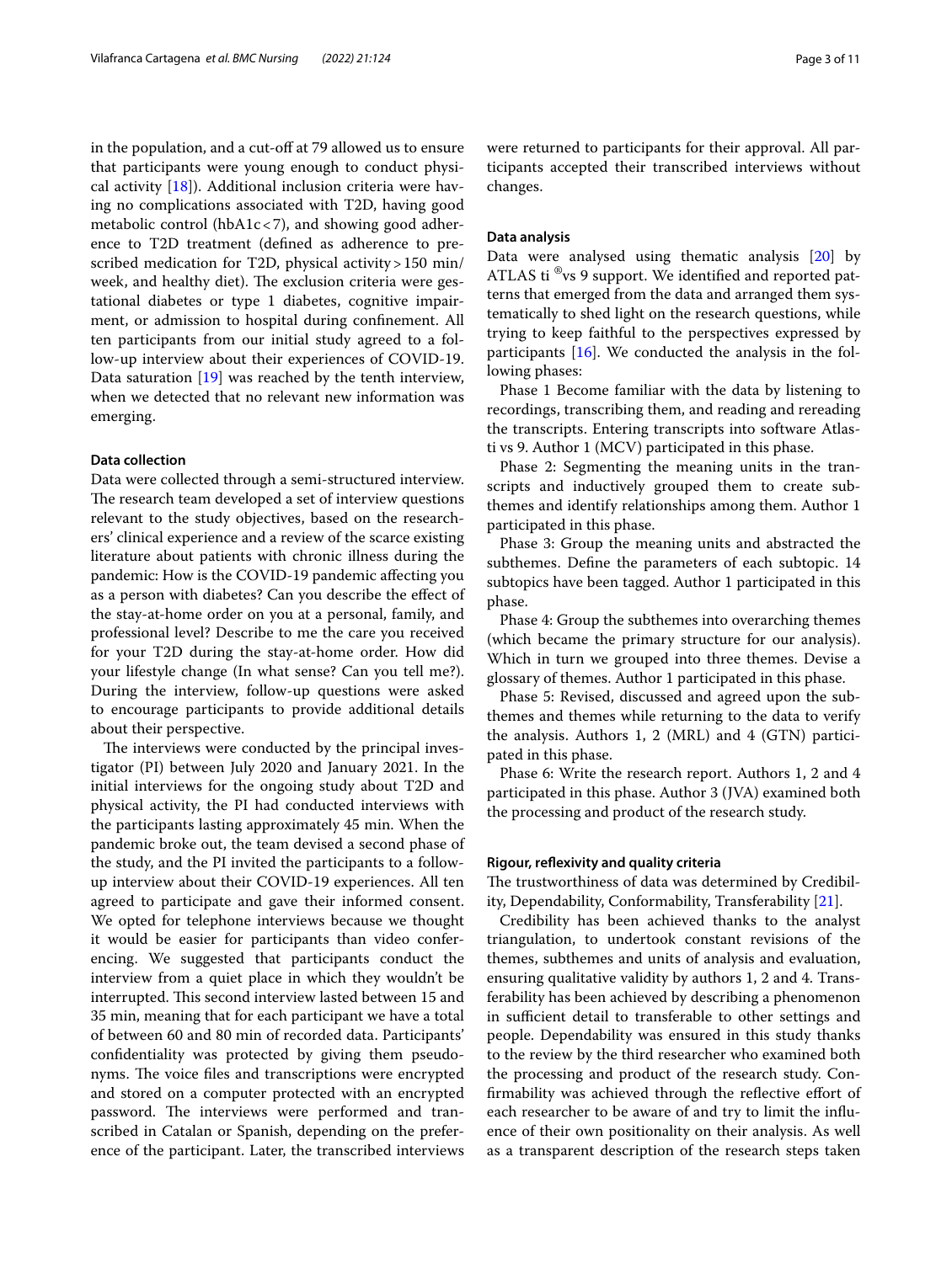in the population, and a cut-off at 79 allowed us to ensure that participants were young enough to conduct physical activity [18]). Additional inclusion criteria were having no complications associated with T2D, having good metabolic control (hbA1c < 7), and showing good adherence to T2D treatment (defined as adherence to prescribed medication for T2D, physical activity > 150 min/week, and healthy diet). The exclusion criteria were gestational diabetes or type 1 diabetes, cognitive impairment, or admission to hospital during confinement. All ten participants from our initial study agreed to a follow-up interview about their experiences of COVID-19. Data saturation [19] was reached by the tenth interview, when we detected that no relevant new information was emerging.

### Data collection

Data were collected through a semi-structured interview. The research team developed a set of interview questions relevant to the study objectives, based on the researchers' clinical experience and a review of the scarce existing literature about patients with chronic illness during the pandemic: How is the COVID-19 pandemic affecting you as a person with diabetes? Can you describe the effect of the stay-at-home order on you at a personal, family, and professional level? Describe to me the care you received for your T2D during the stay-at-home order. How did your lifestyle change (In what sense? Can you tell me?). During the interview, follow-up questions were asked to encourage participants to provide additional details about their perspective.

The interviews were conducted by the principal investigator (PI) between July 2020 and January 2021. In the initial interviews for the ongoing study about T2D and physical activity, the PI had conducted interviews with the participants lasting approximately 45 min. When the pandemic broke out, the team devised a second phase of the study, and the PI invited the participants to a follow-up interview about their COVID-19 experiences. All ten agreed to participate and gave their informed consent. We opted for telephone interviews because we thought it would be easier for participants than video conferencing. We suggested that participants conduct the interview from a quiet place in which they wouldn't be interrupted. This second interview lasted between 15 and 35 min, meaning that for each participant we have a total of between 60 and 80 min of recorded data. Participants' confidentiality was protected by giving them pseudonyms. The voice files and transcriptions were encrypted and stored on a computer protected with an encrypted password. The interviews were performed and transcribed in Catalan or Spanish, depending on the preference of the participant. Later, the transcribed interviews were returned to participants for their approval. All participants accepted their transcribed interviews without changes.

### Data analysis

Data were analysed using thematic analysis [20] by ATLAS ti ®vs 9 support. We identified and reported patterns that emerged from the data and arranged them systematically to shed light on the research questions, while trying to keep faithful to the perspectives expressed by participants [16]. We conducted the analysis in the following phases:

Phase 1 Become familiar with the data by listening to recordings, transcribing them, and reading and rereading the transcripts. Entering transcripts into software Atlas-ti vs 9. Author 1 (MCV) participated in this phase.

Phase 2: Segmenting the meaning units in the transcripts and inductively grouped them to create subthemes and identify relationships among them. Author 1 participated in this phase.

Phase 3: Group the meaning units and abstracted the subthemes. Define the parameters of each subtopic. 14 subtopics have been tagged. Author 1 participated in this phase.

Phase 4: Group the subthemes into overarching themes (which became the primary structure for our analysis). Which in turn we grouped into three themes. Devise a glossary of themes. Author 1 participated in this phase.

Phase 5: Revised, discussed and agreed upon the subthemes and themes while returning to the data to verify the analysis. Authors 1, 2 (MRL) and 4 (GTN) participated in this phase.

Phase 6: Write the research report. Authors 1, 2 and 4 participated in this phase. Author 3 (JVA) examined both the processing and product of the research study.

### Rigour, reflexivity and quality criteria

The trustworthiness of data was determined by Credibility, Dependability, Conformability, Transferability [21].

Credibility has been achieved thanks to the analyst triangulation, to undertook constant revisions of the themes, subthemes and units of analysis and evaluation, ensuring qualitative validity by authors 1, 2 and 4. Transferability has been achieved by describing a phenomenon in sufficient detail to transferable to other settings and people. Dependability was ensured in this study thanks to the review by the third researcher who examined both the processing and product of the research study. Confirmability was achieved through the reflective effort of each researcher to be aware of and try to limit the influence of their own positionality on their analysis. As well as a transparent description of the research steps taken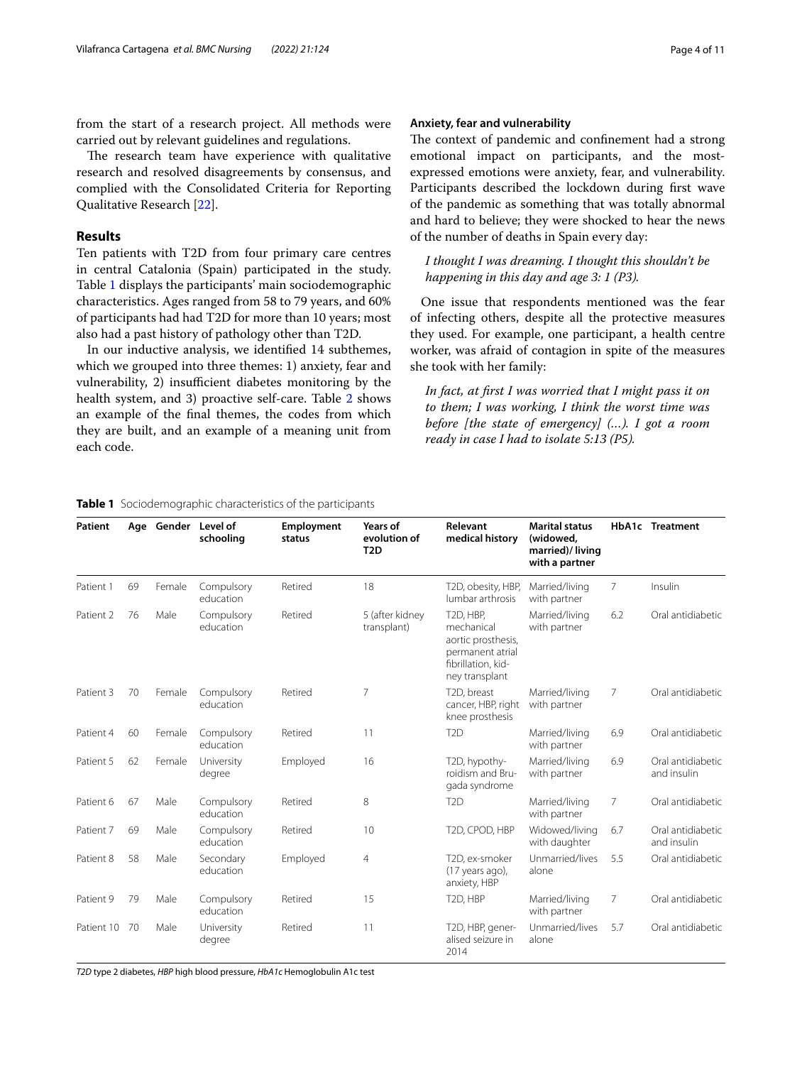from the start of a research project. All methods were carried out by relevant guidelines and regulations.

The research team have experience with qualitative research and resolved disagreements by consensus, and complied with the Consolidated Criteria for Reporting Qualitative Research [22].

## Results

Ten patients with T2D from four primary care centres in central Catalonia (Spain) participated in the study. Table 1 displays the participants' main sociodemographic characteristics. Ages ranged from 58 to 79 years, and 60% of participants had had T2D for more than 10 years; most also had a past history of pathology other than T2D.

In our inductive analysis, we identified 14 subthemes, which we grouped into three themes: 1) anxiety, fear and vulnerability, 2) insufficient diabetes monitoring by the health system, and 3) proactive self-care. Table 2 shows an example of the final themes, the codes from which they are built, and an example of a meaning unit from each code.

### Anxiety, fear and vulnerability

The context of pandemic and confinement had a strong emotional impact on participants, and the most-expressed emotions were anxiety, fear, and vulnerability. Participants described the lockdown during first wave of the pandemic as something that was totally abnormal and hard to believe; they were shocked to hear the news of the number of deaths in Spain every day:

*I thought I was dreaming. I thought this shouldn't be happening in this day and age 3: 1 (P3).*

One issue that respondents mentioned was the fear of infecting others, despite all the protective measures they used. For example, one participant, a health centre worker, was afraid of contagion in spite of the measures she took with her family:

*In fact, at first I was worried that I might pass it on to them; I was working, I think the worst time was before [the state of emergency] (...). I got a room ready in case I had to isolate 5:13 (P5).*

**Table 1** Sociodemographic characteristics of the participants

| Patient | Age | Gender | Level of schooling | Employment status | Years of evolution of T2D | Relevant medical history | Marital status (widowed, married)/ living with a partner | HbA1c | Treatment |
|---|---|---|---|---|---|---|---|---|---|
| Patient 1 | 69 | Female | Compulsory education | Retired | 18 | T2D, obesity, HBP, lumbar arthrosis | Married/living with partner | 7 | Insulin |
| Patient 2 | 76 | Male | Compulsory education | Retired | 5 (after kidney transplant) | T2D, HBP, mechanical aortic prosthesis, permanent atrial fibrillation, kidney transplant | Married/living with partner | 6.2 | Oral antidiabetic |
| Patient 3 | 70 | Female | Compulsory education | Retired | 7 | T2D, breast cancer, HBP, right knee prosthesis | Married/living with partner | 7 | Oral antidiabetic |
| Patient 4 | 60 | Female | Compulsory education | Retired | 11 | T2D | Married/living with partner | 6.9 | Oral antidiabetic |
| Patient 5 | 62 | Female | University degree | Employed | 16 | T2D, hypothyroidism and Brugada syndrome | Married/living with partner | 6.9 | Oral antidiabetic and insulin |
| Patient 6 | 67 | Male | Compulsory education | Retired | 8 | T2D | Married/living with partner | 7 | Oral antidiabetic |
| Patient 7 | 69 | Male | Compulsory education | Retired | 10 | T2D, CPOD, HBP | Widowed/living with daughter | 6.7 | Oral antidiabetic and insulin |
| Patient 8 | 58 | Male | Secondary education | Employed | 4 | T2D, ex-smoker (17 years ago), anxiety, HBP | Unmarried/lives alone | 5.5 | Oral antidiabetic |
| Patient 9 | 79 | Male | Compulsory education | Retired | 15 | T2D, HBP | Married/living with partner | 7 | Oral antidiabetic |
| Patient 10 | 70 | Male | University degree | Retired | 11 | T2D, HBP, generalised seizure in 2014 | Unmarried/lives alone | 5.7 | Oral antidiabetic |

*T2D* type 2 diabetes, *HBP* high blood pressure, *HbA1c* Hemoglobulin A1c test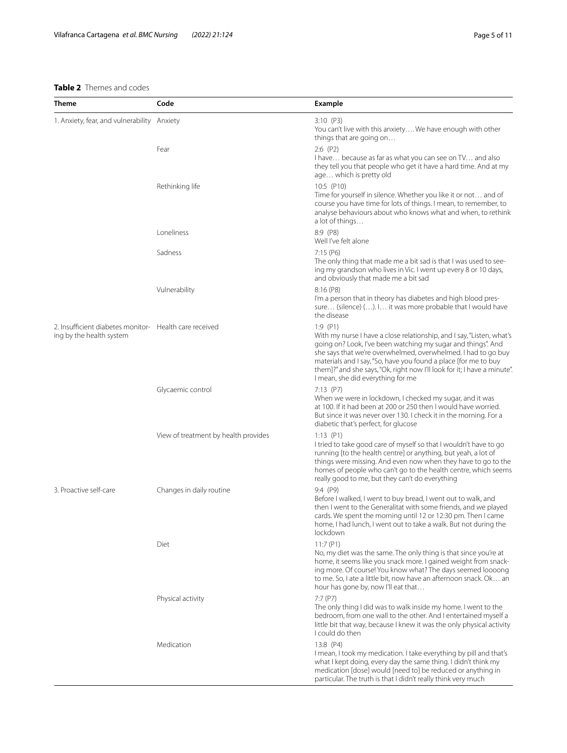**Table 2** Themes and codes

| Theme | Code | Example |
| --- | --- | --- |
| 1. Anxiety, fear, and vulnerability | Anxiety | 3:10 (P3)<br>You can't live with this anxiety…. We have enough with other things that are going on… |
| | Fear | 2:6 (P2)<br>I have… because as far as what you can see on TV… and also they tell you that people who get it have a hard time. And at my age… which is pretty old |
| | Rethinking life | 10:5 (P10)<br>Time for yourself in silence. Whether you like it or not… and of course you have time for lots of things. I mean, to remember, to analyse behaviours about who knows what and when, to rethink a lot of things… |
| | Loneliness | 8:9 (P8)<br>Well I've felt alone |
| | Sadness | 7:15 (P6)<br>The only thing that made me a bit sad is that I was used to seeing my grandson who lives in Vic. I went up every 8 or 10 days, and obviously that made me a bit sad |
| | Vulnerability | 8:16 (P8)<br>I'm a person that in theory has diabetes and high blood pressure… (silence) (…). I… it was more probable that I would have the disease |
| 2. Insufficient diabetes monitoring by the health system | Health care received | 1:9 (P1)<br>With my nurse I have a close relationship, and I say, "Listen, what's going on? Look, I've been watching my sugar and things". And she says that we're overwhelmed, overwhelmed. I had to go buy materials and I say, "So, have you found a place [for me to buy them]?" and she says, "Ok, right now I'll look for it; I have a minute". I mean, she did everything for me |
| | Glycaemic control | 7:13 (P7)<br>When we were in lockdown, I checked my sugar, and it was at 100. If it had been at 200 or 250 then I would have worried. But since it was never over 130. I check it in the morning. For a diabetic that's perfect, for glucose |
| | View of treatment by health provides | 1:13 (P1)<br>I tried to take good care of myself so that I wouldn't have to go running [to the health centre] or anything, but yeah, a lot of things were missing. And even now when they have to go to the homes of people who can't go to the health centre, which seems really good to me, but they can't do everything |
| 3. Proactive self-care | Changes in daily routine | 9:4 (P9)<br>Before I walked, I went to buy bread, I went out to walk, and then I went to the Generalitat with some friends, and we played cards. We spent the morning until 12 or 12:30 pm. Then I came home, I had lunch, I went out to take a walk. But not during the lockdown |
| | Diet | 11:7 (P1)<br>No, my diet was the same. The only thing is that since you're at home, it seems like you snack more. I gained weight from snacking more. Of course! You know what? The days seemed loooong to me. So, I ate a little bit, now have an afternoon snack. Ok… an hour has gone by, now I'll eat that… |
| | Physical activity | 7:7 (P7)<br>The only thing I did was to walk inside my home. I went to the bedroom, from one wall to the other. And I entertained myself a little bit that way, because I knew it was the only physical activity I could do then |
| | Medication | 13:8 (P4)<br>I mean, I took my medication. I take everything by pill and that's what I kept doing, every day the same thing. I didn't think my medication [dose] would [need to] be reduced or anything in particular. The truth is that I didn't really think very much |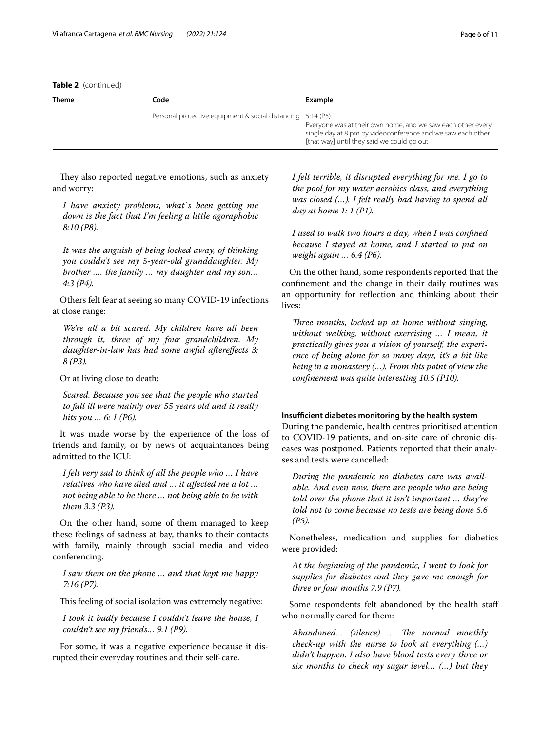**Table 2** (continued)

| Theme | Code | Example |
|---|---|---|
| | Personal protective equipment & social distancing | 5:14 (P5)<br>Everyone was at their own home, and we saw each other every single day at 8 pm by videoconference and we saw each other [that way] until they said we could go out |

They also reported negative emotions, such as anxiety and worry:

*I have anxiety problems, what`s been getting me down is the fact that I'm feeling a little agoraphobic 8:10 (P8).*

*It was the anguish of being locked away, of thinking you couldn't see my 5-year-old granddaughter. My brother …. the family … my daughter and my son… 4:3 (P4).*

Others felt fear at seeing so many COVID-19 infections at close range:

*We're all a bit scared. My children have all been through it, three of my four grandchildren. My daughter-in-law has had some awful aftereffects 3: 8 (P3).*

Or at living close to death:

*Scared. Because you see that the people who started to fall ill were mainly over 55 years old and it really hits you … 6: 1 (P6).*

It was made worse by the experience of the loss of friends and family, or by news of acquaintances being admitted to the ICU:

*I felt very sad to think of all the people who … I have relatives who have died and … it affected me a lot … not being able to be there … not being able to be with them 3.3 (P3).*

On the other hand, some of them managed to keep these feelings of sadness at bay, thanks to their contacts with family, mainly through social media and video conferencing.

*I saw them on the phone … and that kept me happy 7:16 (P7).*

This feeling of social isolation was extremely negative:

*I took it badly because I couldn't leave the house, I couldn't see my friends… 9.1 (P9).*

For some, it was a negative experience because it disrupted their everyday routines and their self-care.

*I felt terrible, it disrupted everything for me. I go to the pool for my water aerobics class, and everything was closed (…). I felt really bad having to spend all day at home 1: 1 (P1).*

*I used to walk two hours a day, when I was confined because I stayed at home, and I started to put on weight again … 6.4 (P6).*

On the other hand, some respondents reported that the confinement and the change in their daily routines was an opportunity for reflection and thinking about their lives:

*Three months, locked up at home without singing, without walking, without exercising … I mean, it practically gives you a vision of yourself, the experience of being alone for so many days, it's a bit like being in a monastery (…). From this point of view the confinement was quite interesting 10.5 (P10).*

#### Insufficient diabetes monitoring by the health system

During the pandemic, health centres prioritised attention to COVID-19 patients, and on-site care of chronic diseases was postponed. Patients reported that their analyses and tests were cancelled:

*During the pandemic no diabetes care was available. And even now, there are people who are being told over the phone that it isn't important … they're told not to come because no tests are being done 5.6 (P5).*

Nonetheless, medication and supplies for diabetics were provided:

*At the beginning of the pandemic, I went to look for supplies for diabetes and they gave me enough for three or four months 7.9 (P7).*

Some respondents felt abandoned by the health staff who normally cared for them:

*Abandoned… (silence) … The normal monthly check-up with the nurse to look at everything (…) didn't happen. I also have blood tests every three or six months to check my sugar level… (…) but they*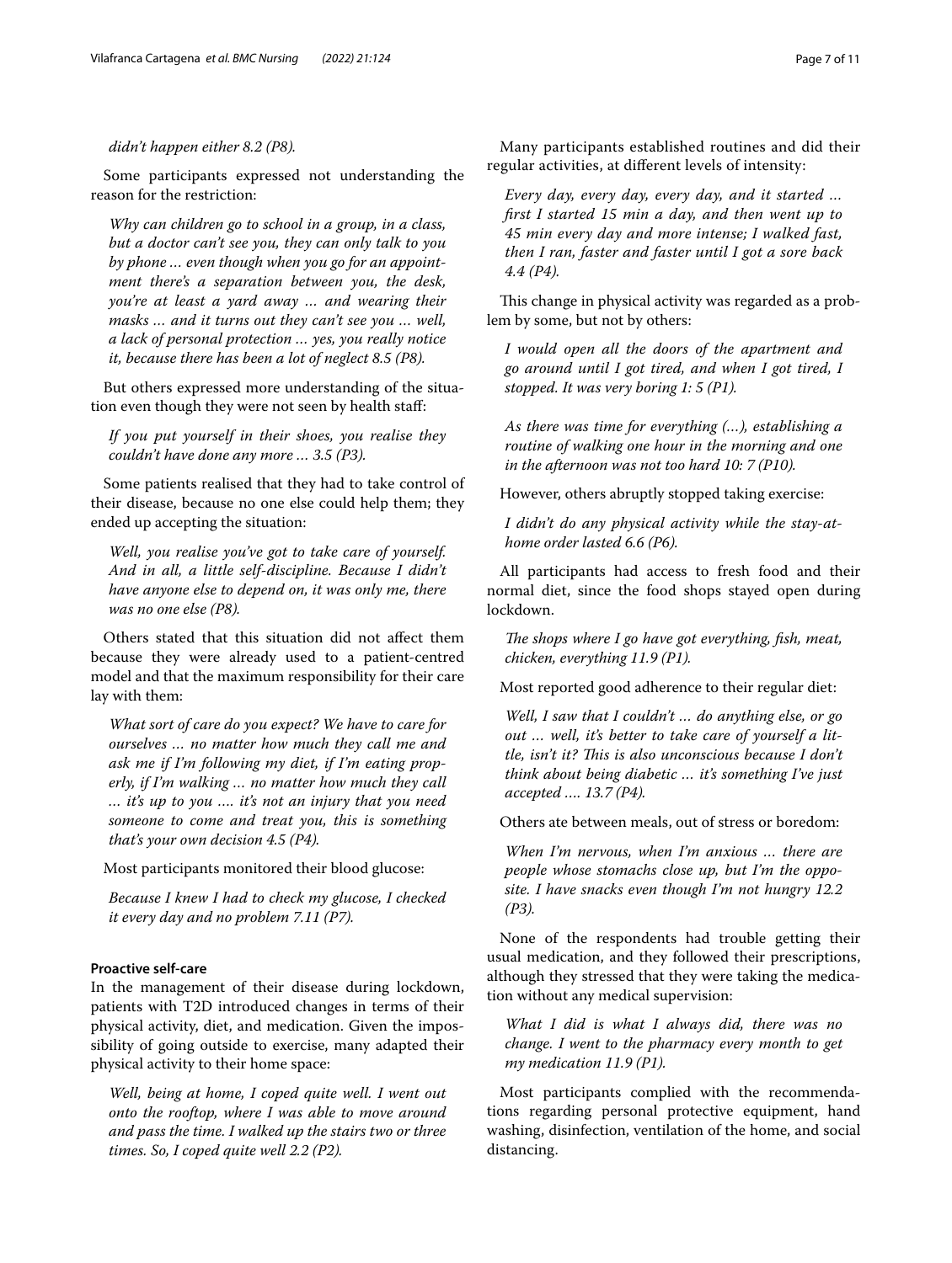*didn't happen either 8.2 (P8).*

Some participants expressed not understanding the reason for the restriction:

> *Why can children go to school in a group, in a class, but a doctor can't see you, they can only talk to you by phone … even though when you go for an appointment there's a separation between you, the desk, you're at least a yard away … and wearing their masks … and it turns out they can't see you … well, a lack of personal protection … yes, you really notice it, because there has been a lot of neglect 8.5 (P8).*

But others expressed more understanding of the situation even though they were not seen by health staff:

> *If you put yourself in their shoes, you realise they couldn't have done any more … 3.5 (P3).*

Some patients realised that they had to take control of their disease, because no one else could help them; they ended up accepting the situation:

> *Well, you realise you've got to take care of yourself. And in all, a little self-discipline. Because I didn't have anyone else to depend on, it was only me, there was no one else (P8).*

Others stated that this situation did not affect them because they were already used to a patient-centred model and that the maximum responsibility for their care lay with them:

> *What sort of care do you expect? We have to care for ourselves … no matter how much they call me and ask me if I'm following my diet, if I'm eating properly, if I'm walking … no matter how much they call … it's up to you …. it's not an injury that you need someone to come and treat you, this is something that's your own decision 4.5 (P4).*

Most participants monitored their blood glucose:

> *Because I knew I had to check my glucose, I checked it every day and no problem 7.11 (P7).*

#### Proactive self-care

In the management of their disease during lockdown, patients with T2D introduced changes in terms of their physical activity, diet, and medication. Given the impossibility of going outside to exercise, many adapted their physical activity to their home space:

> *Well, being at home, I coped quite well. I went out onto the rooftop, where I was able to move around and pass the time. I walked up the stairs two or three times. So, I coped quite well 2.2 (P2).*

Many participants established routines and did their regular activities, at different levels of intensity:

> *Every day, every day, every day, and it started … first I started 15 min a day, and then went up to 45 min every day and more intense; I walked fast, then I ran, faster and faster until I got a sore back 4.4 (P4).*

This change in physical activity was regarded as a problem by some, but not by others:

> *I would open all the doors of the apartment and go around until I got tired, and when I got tired, I stopped. It was very boring 1: 5 (P1).*

> *As there was time for everything (…), establishing a routine of walking one hour in the morning and one in the afternoon was not too hard 10: 7 (P10).*

However, others abruptly stopped taking exercise:

> *I didn't do any physical activity while the stay-at-home order lasted 6.6 (P6).*

All participants had access to fresh food and their normal diet, since the food shops stayed open during lockdown.

> *The shops where I go have got everything, fish, meat, chicken, everything 11.9 (P1).*

Most reported good adherence to their regular diet:

> *Well, I saw that I couldn't … do anything else, or go out … well, it's better to take care of yourself a little, isn't it? This is also unconscious because I don't think about being diabetic … it's something I've just accepted …. 13.7 (P4).*

Others ate between meals, out of stress or boredom:

> *When I'm nervous, when I'm anxious … there are people whose stomachs close up, but I'm the opposite. I have snacks even though I'm not hungry 12.2 (P3).*

None of the respondents had trouble getting their usual medication, and they followed their prescriptions, although they stressed that they were taking the medication without any medical supervision:

> *What I did is what I always did, there was no change. I went to the pharmacy every month to get my medication 11.9 (P1).*

Most participants complied with the recommendations regarding personal protective equipment, hand washing, disinfection, ventilation of the home, and social distancing.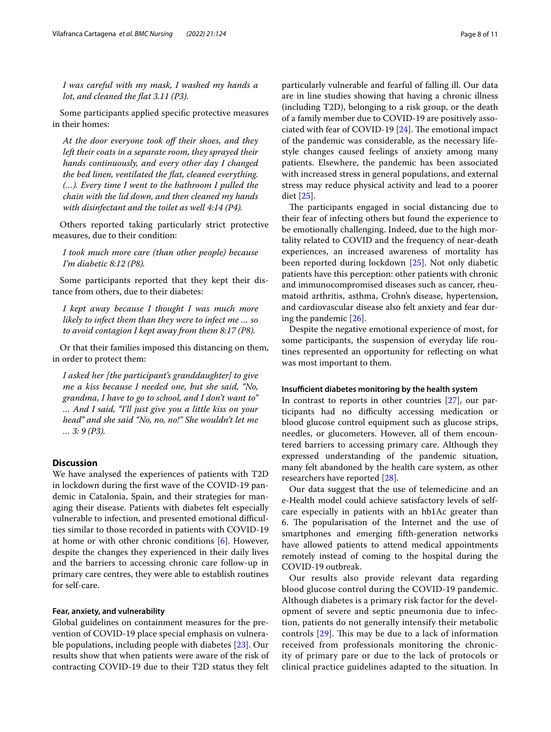*I was careful with my mask, I washed my hands a lot, and cleaned the flat 3.11 (P3).*

Some participants applied specific protective measures in their homes:

*At the door everyone took off their shoes, and they left their coats in a separate room, they sprayed their hands continuously, and every other day I changed the bed linen, ventilated the flat, cleaned everything. (…). Every time I went to the bathroom I pulled the chain with the lid down, and then cleaned my hands with disinfectant and the toilet as well 4:14 (P4).*

Others reported taking particularly strict protective measures, due to their condition:

*I took much more care (than other people) because I'm diabetic 8:12 (P8).*

Some participants reported that they kept their distance from others, due to their diabetes:

*I kept away because I thought I was much more likely to infect them than they were to infect me … so to avoid contagion I kept away from them 8:17 (P8).*

Or that their families imposed this distancing on them, in order to protect them:

*I asked her [the participant's granddaughter] to give me a kiss because I needed one, but she said, "No, grandma, I have to go to school, and I don't want to" … And I said, "I'll just give you a little kiss on your head" and she said "No, no, no!" She wouldn't let me … 3: 9 (P3).*

## Discussion

We have analysed the experiences of patients with T2D in lockdown during the first wave of the COVID-19 pandemic in Catalonia, Spain, and their strategies for managing their disease. Patients with diabetes felt especially vulnerable to infection, and presented emotional difficulties similar to those recorded in patients with COVID-19 at home or with other chronic conditions [6]. However, despite the changes they experienced in their daily lives and the barriers to accessing chronic care follow-up in primary care centres, they were able to establish routines for self-care.

### Fear, anxiety, and vulnerability

Global guidelines on containment measures for the prevention of COVID-19 place special emphasis on vulnerable populations, including people with diabetes [23]. Our results show that when patients were aware of the risk of contracting COVID-19 due to their T2D status they felt particularly vulnerable and fearful of falling ill. Our data are in line studies showing that having a chronic illness (including T2D), belonging to a risk group, or the death of a family member due to COVID-19 are positively associated with fear of COVID-19 [24]. The emotional impact of the pandemic was considerable, as the necessary lifestyle changes caused feelings of anxiety among many patients. Elsewhere, the pandemic has been associated with increased stress in general populations, and external stress may reduce physical activity and lead to a poorer diet [25].

The participants engaged in social distancing due to their fear of infecting others but found the experience to be emotionally challenging. Indeed, due to the high mortality related to COVID and the frequency of near-death experiences, an increased awareness of mortality has been reported during lockdown [25]. Not only diabetic patients have this perception: other patients with chronic and immunocompromised diseases such as cancer, rheumatoid arthritis, asthma, Crohn's disease, hypertension, and cardiovascular disease also felt anxiety and fear during the pandemic [26].

Despite the negative emotional experience of most, for some participants, the suspension of everyday life routines represented an opportunity for reflecting on what was most important to them.

### Insufficient diabetes monitoring by the health system

In contrast to reports in other countries [27], our participants had no difficulty accessing medication or blood glucose control equipment such as glucose strips, needles, or glucometers. However, all of them encountered barriers to accessing primary care. Although they expressed understanding of the pandemic situation, many felt abandoned by the health care system, as other researchers have reported [28].

Our data suggest that the use of telemedicine and an e-Health model could achieve satisfactory levels of self-care especially in patients with an hb1Ac greater than 6. The popularisation of the Internet and the use of smartphones and emerging fifth-generation networks have allowed patients to attend medical appointments remotely instead of coming to the hospital during the COVID-19 outbreak.

Our results also provide relevant data regarding blood glucose control during the COVID-19 pandemic. Although diabetes is a primary risk factor for the development of severe and septic pneumonia due to infection, patients do not generally intensify their metabolic controls [29]. This may be due to a lack of information received from professionals monitoring the chronicity of primary pare or due to the lack of protocols or clinical practice guidelines adapted to the situation. In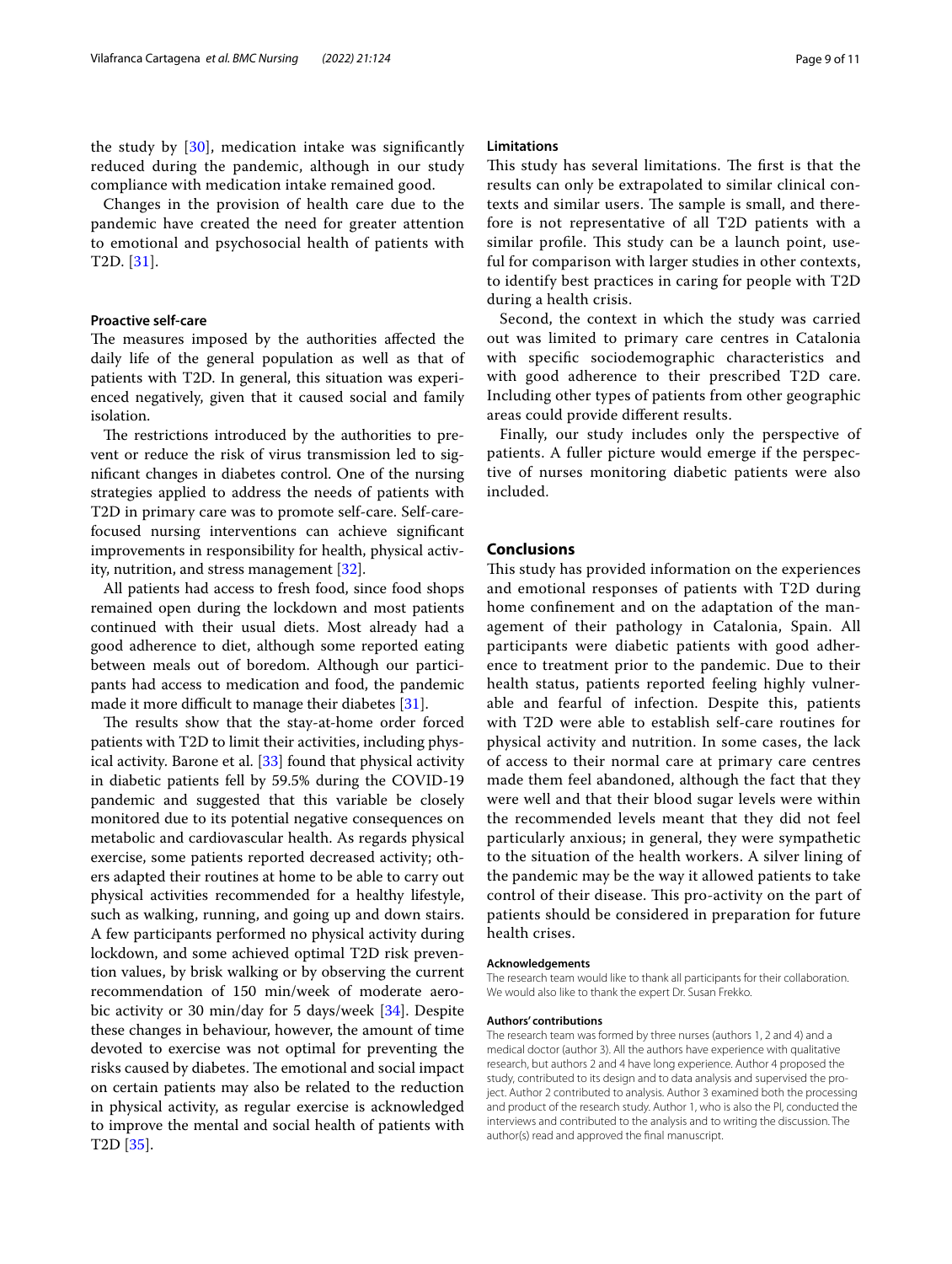the study by [30], medication intake was significantly reduced during the pandemic, although in our study compliance with medication intake remained good.

Changes in the provision of health care due to the pandemic have created the need for greater attention to emotional and psychosocial health of patients with T2D. [31].

### Proactive self-care

The measures imposed by the authorities affected the daily life of the general population as well as that of patients with T2D. In general, this situation was experienced negatively, given that it caused social and family isolation.

The restrictions introduced by the authorities to prevent or reduce the risk of virus transmission led to significant changes in diabetes control. One of the nursing strategies applied to address the needs of patients with T2D in primary care was to promote self-care. Self-care-focused nursing interventions can achieve significant improvements in responsibility for health, physical activity, nutrition, and stress management [32].

All patients had access to fresh food, since food shops remained open during the lockdown and most patients continued with their usual diets. Most already had a good adherence to diet, although some reported eating between meals out of boredom. Although our participants had access to medication and food, the pandemic made it more difficult to manage their diabetes [31].

The results show that the stay-at-home order forced patients with T2D to limit their activities, including physical activity. Barone et al. [33] found that physical activity in diabetic patients fell by 59.5% during the COVID-19 pandemic and suggested that this variable be closely monitored due to its potential negative consequences on metabolic and cardiovascular health. As regards physical exercise, some patients reported decreased activity; others adapted their routines at home to be able to carry out physical activities recommended for a healthy lifestyle, such as walking, running, and going up and down stairs. A few participants performed no physical activity during lockdown, and some achieved optimal T2D risk prevention values, by brisk walking or by observing the current recommendation of 150 min/week of moderate aerobic activity or 30 min/day for 5 days/week [34]. Despite these changes in behaviour, however, the amount of time devoted to exercise was not optimal for preventing the risks caused by diabetes. The emotional and social impact on certain patients may also be related to the reduction in physical activity, as regular exercise is acknowledged to improve the mental and social health of patients with T2D [35].

### Limitations

This study has several limitations. The first is that the results can only be extrapolated to similar clinical contexts and similar users. The sample is small, and therefore is not representative of all T2D patients with a similar profile. This study can be a launch point, useful for comparison with larger studies in other contexts, to identify best practices in caring for people with T2D during a health crisis.

Second, the context in which the study was carried out was limited to primary care centres in Catalonia with specific sociodemographic characteristics and with good adherence to their prescribed T2D care. Including other types of patients from other geographic areas could provide different results.

Finally, our study includes only the perspective of patients. A fuller picture would emerge if the perspective of nurses monitoring diabetic patients were also included.

## Conclusions

This study has provided information on the experiences and emotional responses of patients with T2D during home confinement and on the adaptation of the management of their pathology in Catalonia, Spain. All participants were diabetic patients with good adherence to treatment prior to the pandemic. Due to their health status, patients reported feeling highly vulnerable and fearful of infection. Despite this, patients with T2D were able to establish self-care routines for physical activity and nutrition. In some cases, the lack of access to their normal care at primary care centres made them feel abandoned, although the fact that they were well and that their blood sugar levels were within the recommended levels meant that they did not feel particularly anxious; in general, they were sympathetic to the situation of the health workers. A silver lining of the pandemic may be the way it allowed patients to take control of their disease. This pro-activity on the part of patients should be considered in preparation for future health crises.

#### Acknowledgements

The research team would like to thank all participants for their collaboration. We would also like to thank the expert Dr. Susan Frekko.

#### Authors' contributions

The research team was formed by three nurses (authors 1, 2 and 4) and a medical doctor (author 3). All the authors have experience with qualitative research, but authors 2 and 4 have long experience. Author 4 proposed the study, contributed to its design and to data analysis and supervised the project. Author 2 contributed to analysis. Author 3 examined both the processing and product of the research study. Author 1, who is also the PI, conducted the interviews and contributed to the analysis and to writing the discussion. The author(s) read and approved the final manuscript.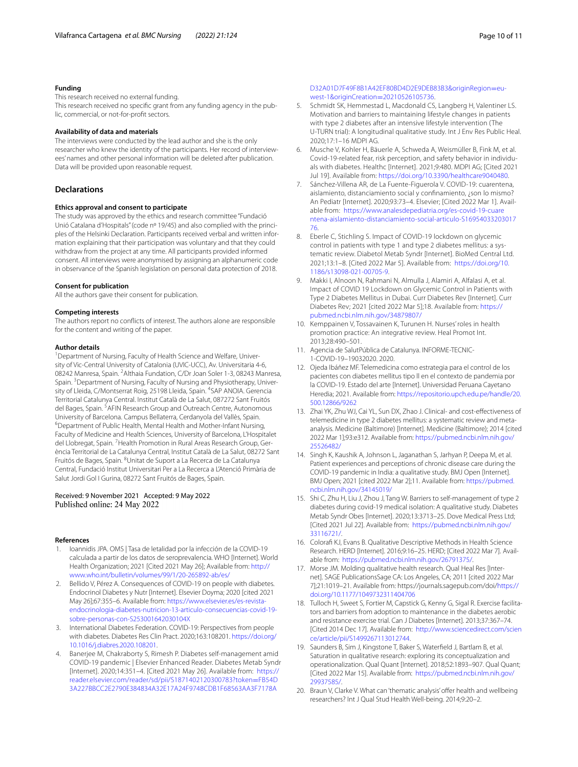### Funding

This research received no external funding.

This research received no specific grant from any funding agency in the public, commercial, or not-for-profit sectors.

### Availability of data and materials

The interviews were conducted by the lead author and she is the only researcher who knew the identity of the participants. Her record of interviewees' names and other personal information will be deleted after publication. Data will be provided upon reasonable request.

## Declarations

### Ethics approval and consent to participate

The study was approved by the ethics and research committee "Fundació Unió Catalana d'Hospitals" (code nº 19/45) and also complied with the principles of the Helsinki Declaration. Participants received verbal and written information explaining that their participation was voluntary and that they could withdraw from the project at any time. All participants provided informed consent. All interviews were anonymised by assigning an alphanumeric code in observance of the Spanish legislation on personal data protection of 2018.

### Consent for publication

All the authors gave their consent for publication.

### Competing interests

The authors report no conflicts of interest. The authors alone are responsible for the content and writing of the paper.

### Author details

[1]Department of Nursing, Faculty of Health Science and Welfare, University of Vic-Central University of Catalonia (UVIC-UCC), Av. Universitaria 4-6, 08242 Manresa, Spain. [2]Althaia Fundation, C/Dr Joan Soler 1-3, 08243 Manresa, Spain. [3]Department of Nursing, Faculty of Nursing and Physiotherapy, University of Lleida, C/Montserrat Roig, 25198 Lleida, Spain. [4]SAP ANOIA. Gerencia Territorial Catalunya Central. Institut Català de La Salut, 087272 Sant Fruitós del Bages, Spain. [5]AFIN Research Group and Outreach Centre, Autonomous University of Barcelona. Campus Bellaterra, Cerdanyola del Vallès, Spain. [6]Department of Public Health, Mental Health and Mother-Infant Nursing, Faculty of Medicine and Health Sciences, University of Barcelona, L'Hospitalet del Llobregat, Spain. [7]Health Promotion in Rural Areas Research Group, Gerència Territorial de La Catalunya Central, Institut Català de La Salut, 08272 Sant Fruitós de Bages, Spain. [8]Unitat de Suport a La Recerca de La Catalunya Central, Fundació Institut Universitari Per a La Recerca a L'Atenció Primària de Salut Jordi Gol I Gurina, 08272 Sant Fruitós de Bages, Spain.

Received: 9 November 2021 Accepted: 9 May 2022

Published online: 24 May 2022

### References

1. Ioannidis JPA. OMS | Tasa de letalidad por la infección de la COVID-19 calculada a partir de los datos de seroprevalencia. WHO [Internet]. World Health Organization; 2021 [Cited 2021 May 26]; Available from: http://www.who.int/bulletin/volumes/99/1/20-265892-ab/es/
2. Bellido V, Pérez A. Consequences of COVID-19 on people with diabetes. Endocrinol Diabetes y Nutr [Internet]. Elsevier Doyma; 2020 [cited 2021 May 26];67:355–6. Available from: https://www.elsevier.es/es-revista-endocrinologia-diabetes-nutricion-13-articulo-consecuencias-covid-19-sobre-personas-con-S253001642030104X
3. International Diabetes Federation. COVID-19: Perspectives from people with diabetes. Diabetes Res Clin Pract. 2020;163:108201. https://doi.org/10.1016/j.diabres.2020.108201.
4. Banerjee M, Chakraborty S, Rimesh P. Diabetes self-management amid COVID-19 pandemic | Elsevier Enhanced Reader. Diabetes Metab Syndr [Internet]. 2020;14:351–4. [Cited 2021 May 26]. Available from: https://reader.elsevier.com/reader/sd/pii/S1871402120300783?token=FB54D3A227BBCC2E2790E384834A32E17A24F9748CDB1F68563AA3F7178AD32A01D7F49F8B1A42EF80BD4D2E9DEB83B3&originRegion=eu-west-1&originCreation=20210526105736.
5. Schmidt SK, Hemmestad L, Macdonald CS, Langberg H, Valentiner LS. Motivation and barriers to maintaining lifestyle changes in patients with type 2 diabetes after an intensive lifestyle intervention (The U-TURN trial): A longitudinal qualitative study. Int J Env Res Public Heal. 2020;17:1–16 MDPI AG.
6. Musche V, Kohler H, Bäuerle A, Schweda A, Weismüller B, Fink M, et al. Covid-19-related fear, risk perception, and safety behavior in individuals with diabetes. Healthc [Internet]. 2021;9:480. MDPI AG; [Cited 2021 Jul 19]. Available from: https://doi.org/10.3390/healthcare9040480.
7. Sánchez-Villena AR, de La Fuente-Figuerola V. COVID-19: cuarentena, aislamiento, distanciamiento social y confinamiento, ¿son lo mismo? An Pediatr [Internet]. 2020;93:73–4. Elsevier; [Cited 2022 Mar 1]. Available from: https://www.analesdepediatria.org/es-covid-19-cuarentena-aislamiento-distanciamiento-social-articulo-S1695403320301776.
8. Eberle C, Stichling S. Impact of COVID-19 lockdown on glycemic control in patients with type 1 and type 2 diabetes mellitus: a systematic review. Diabetol Metab Syndr [Internet]. BioMed Central Ltd. 2021;13:1–8. [Cited 2022 Mar 5]. Available from: https://doi.org/10.1186/s13098-021-00705-9.
9. Makki I, Alnoon N, Rahmani N, Almulla J, Alamiri A, Alfalasi A, et al. Impact of COVID 19 Lockdown on Glycemic Control in Patients with Type 2 Diabetes Mellitus in Dubai. Curr Diabetes Rev [Internet]. Curr Diabetes Rev; 2021 [cited 2022 Mar 5];18. Available from: https://pubmed.ncbi.nlm.nih.gov/34879807/
10. Kemppainen V, Tossavainen K, Turunen H. Nurses' roles in health promotion practice: An integrative review. Heal Promot Int. 2013;28:490–501.
11. Agencia de SalutPública de Catalunya. INFORME-TECNIC-1-COVID-19–19032020. 2020.
12. Ojeda Ibáñez MF. Telemedicina como estrategia para el control de los pacientes con diabetes mellitus tipo II en el contexto de pandemia por la COVID-19. Estado del arte [Internet]. Universidad Peruana Cayetano Heredia; 2021. Available from: https://repositorio.upch.edu.pe/handle/20.500.12866/9262
13. Zhai YK, Zhu WJ, Cai YL, Sun DX, Zhao J. Clinical- and cost-effectiveness of telemedicine in type 2 diabetes mellitus: a systematic review and meta-analysis. Medicine (Baltimore) [Internet]. Medicine (Baltimore); 2014 [cited 2022 Mar 1];93:e312. Available from: https://pubmed.ncbi.nlm.nih.gov/25526482/
14. Singh K, Kaushik A, Johnson L, Jaganathan S, Jarhyan P, Deepa M, et al. Patient experiences and perceptions of chronic disease care during the COVID-19 pandemic in India: a qualitative study. BMJ Open [Internet]. BMJ Open; 2021 [cited 2022 Mar 2];11. Available from: https://pubmed.ncbi.nlm.nih.gov/34145019/
15. Shi C, Zhu H, Liu J, Zhou J, Tang W. Barriers to self-management of type 2 diabetes during covid-19 medical isolation: A qualitative study. Diabetes Metab Syndr Obes [Internet]. 2020;13:3713–25. Dove Medical Press Ltd; [Cited 2021 Jul 22]. Available from: https://pubmed.ncbi.nlm.nih.gov/33116721/.
16. Colorafi KJ, Evans B. Qualitative Descriptive Methods in Health Science Research. HERD [Internet]. 2016;9:16–25. HERD; [Cited 2022 Mar 7]. Available from: https://pubmed.ncbi.nlm.nih.gov/26791375/.
17. Morse JM. Molding qualitative health research. Qual Heal Res [Internet]. SAGE PublicationsSage CA: Los Angeles, CA; 2011 [cited 2022 Mar 7];21:1019–21. Available from: https://journals.sagepub.com/doi/https://doi.org/10.1177/1049732311404706
18. Tulloch H, Sweet S, Fortier M, Capstick G, Kenny G, Sigal R. Exercise facilitators and barriers from adoption to maintenance in the diabetes aerobic and resistance exercise trial. Can J Diabetes [Internet]. 2013;37:367–74. [Cited 2014 Dec 17]. Available from: http://www.sciencedirect.com/science/article/pii/S1499267113012744.
19. Saunders B, Sim J, Kingstone T, Baker S, Waterfield J, Bartlam B, et al. Saturation in qualitative research: exploring its conceptualization and operationalization. Qual Quant [Internet]. 2018;52:1893–907. Qual Quant; [Cited 2022 Mar 15]. Available from: https://pubmed.ncbi.nlm.nih.gov/29937585/.
20. Braun V, Clarke V. What can 'thematic analysis' offer health and wellbeing researchers? Int J Qual Stud Health Well-being. 2014;9:20–2.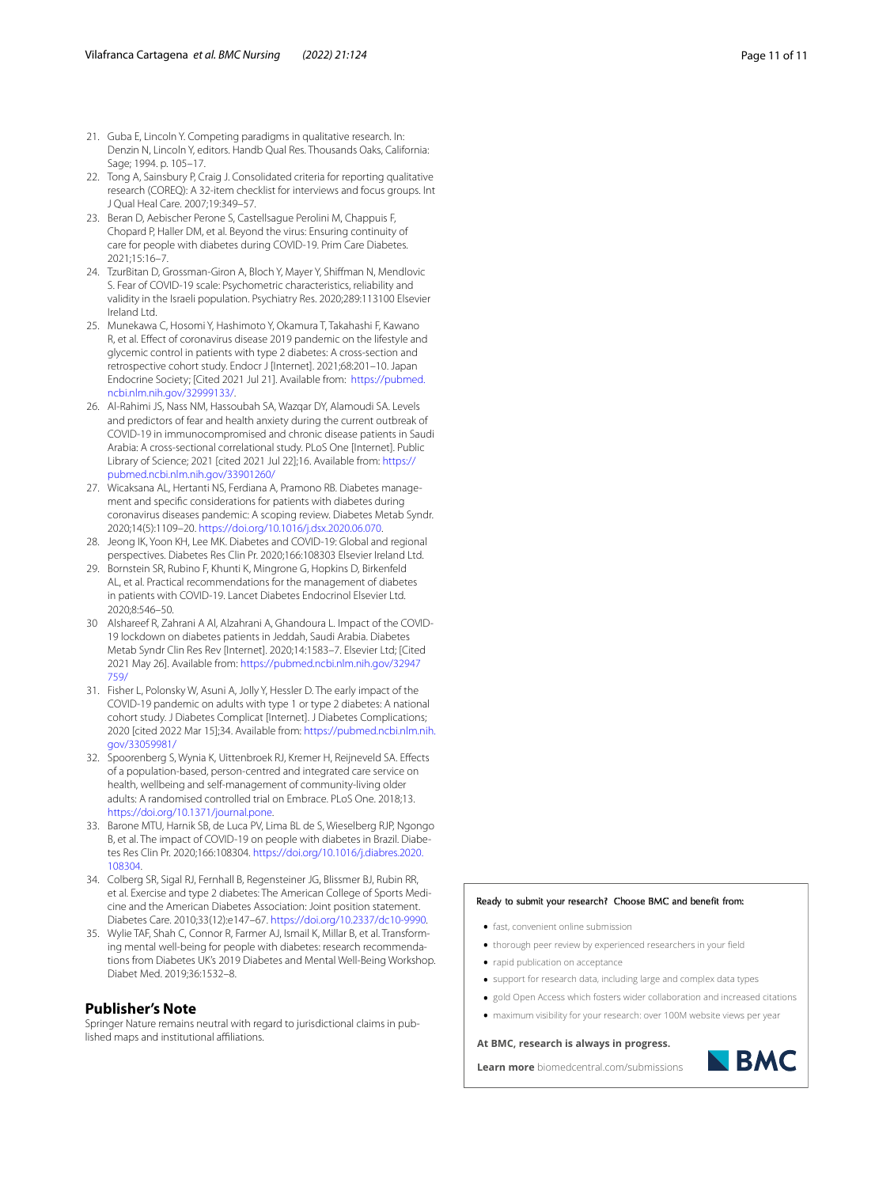21. Guba E, Lincoln Y. Competing paradigms in qualitative research. In: Denzin N, Lincoln Y, editors. Handb Qual Res. Thousands Oaks, California: Sage; 1994. p. 105–17.
22. Tong A, Sainsbury P, Craig J. Consolidated criteria for reporting qualitative research (COREQ): A 32-item checklist for interviews and focus groups. Int J Qual Heal Care. 2007;19:349–57.
23. Beran D, Aebischer Perone S, Castellsague Perolini M, Chappuis F, Chopard P, Haller DM, et al. Beyond the virus: Ensuring continuity of care for people with diabetes during COVID-19. Prim Care Diabetes. 2021;15:16–7.
24. TzurBitan D, Grossman-Giron A, Bloch Y, Mayer Y, Shiffman N, Mendlovic S. Fear of COVID-19 scale: Psychometric characteristics, reliability and validity in the Israeli population. Psychiatry Res. 2020;289:113100 Elsevier Ireland Ltd.
25. Munekawa C, Hosomi Y, Hashimoto Y, Okamura T, Takahashi F, Kawano R, et al. Effect of coronavirus disease 2019 pandemic on the lifestyle and glycemic control in patients with type 2 diabetes: A cross-section and retrospective cohort study. Endocr J [Internet]. 2021;68:201–10. Japan Endocrine Society; [Cited 2021 Jul 21]. Available from: https://pubmed.ncbi.nlm.nih.gov/32999133/.
26. Al-Rahimi JS, Nass NM, Hassoubah SA, Wazqar DY, Alamoudi SA. Levels and predictors of fear and health anxiety during the current outbreak of COVID-19 in immunocompromised and chronic disease patients in Saudi Arabia: A cross-sectional correlational study. PLoS One [Internet]. Public Library of Science; 2021 [cited 2021 Jul 22];16. Available from: https://pubmed.ncbi.nlm.nih.gov/33901260/
27. Wicaksana AL, Hertanti NS, Ferdiana A, Pramono RB. Diabetes management and specific considerations for patients with diabetes during coronavirus diseases pandemic: A scoping review. Diabetes Metab Syndr. 2020;14(5):1109–20. https://doi.org/10.1016/j.dsx.2020.06.070.
28. Jeong IK, Yoon KH, Lee MK. Diabetes and COVID-19: Global and regional perspectives. Diabetes Res Clin Pr. 2020;166:108303 Elsevier Ireland Ltd.
29. Bornstein SR, Rubino F, Khunti K, Mingrone G, Hopkins D, Birkenfeld AL, et al. Practical recommendations for the management of diabetes in patients with COVID-19. Lancet Diabetes Endocrinol Elsevier Ltd. 2020;8:546–50.
30. Alshareef R, Zahrani A Al, Alzahrani A, Ghandoura L. Impact of the COVID-19 lockdown on diabetes patients in Jeddah, Saudi Arabia. Diabetes Metab Syndr Clin Res Rev [Internet]. 2020;14:1583–7. Elsevier Ltd; [Cited 2021 May 26]. Available from: https://pubmed.ncbi.nlm.nih.gov/32947759/
31. Fisher L, Polonsky W, Asuni A, Jolly Y, Hessler D. The early impact of the COVID-19 pandemic on adults with type 1 or type 2 diabetes: A national cohort study. J Diabetes Complicat [Internet]. J Diabetes Complications; 2020 [cited 2022 Mar 15];34. Available from: https://pubmed.ncbi.nlm.nih.gov/33059981/
32. Spoorenberg S, Wynia K, Uittenbroek RJ, Kremer H, Reijneveld SA. Effects of a population-based, person-centred and integrated care service on health, wellbeing and self-management of community-living older adults: A randomised controlled trial on Embrace. PLoS One. 2018;13. https://doi.org/10.1371/journal.pone.
33. Barone MTU, Harnik SB, de Luca PV, Lima BL de S, Wieselberg RJP, Ngongo B, et al. The impact of COVID-19 on people with diabetes in Brazil. Diabetes Res Clin Pr. 2020;166:108304. https://doi.org/10.1016/j.diabres.2020.108304.
34. Colberg SR, Sigal RJ, Fernhall B, Regensteiner JG, Blissmer BJ, Rubin RR, et al. Exercise and type 2 diabetes: The American College of Sports Medicine and the American Diabetes Association: Joint position statement. Diabetes Care. 2010;33(12):e147–67. https://doi.org/10.2337/dc10-9990.
35. Wylie TAF, Shah C, Connor R, Farmer AJ, Ismail K, Millar B, et al. Transforming mental well-being for people with diabetes: research recommendations from Diabetes UK's 2019 Diabetes and Mental Well-Being Workshop. Diabet Med. 2019;36:1532–8.

## Publisher's Note

Springer Nature remains neutral with regard to jurisdictional claims in published maps and institutional affiliations.

Ready to submit your research? Choose BMC and benefit from:

- fast, convenient online submission
- thorough peer review by experienced researchers in your field
- rapid publication on acceptance
- support for research data, including large and complex data types
- gold Open Access which fosters wider collaboration and increased citations
- maximum visibility for your research: over 100M website views per year

**At BMC, research is always in progress.**

**Learn more** biomedcentral.com/submissions

BMC